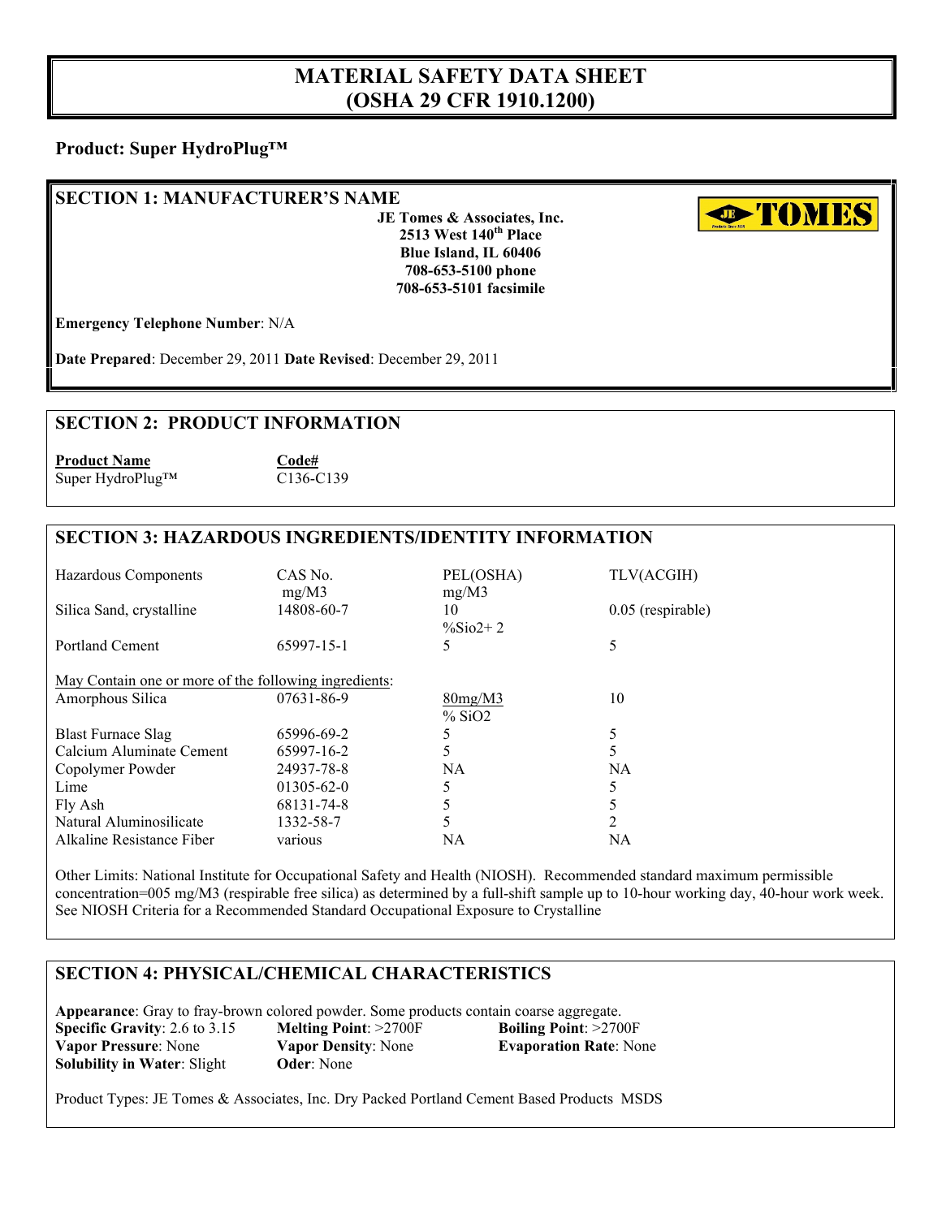# MATERIAL SAFETY DATA SHEET
# (OSHA 29 CFR 1910.1200)

**Product: Super HydroPlug™**

## SECTION 1: MANUFACTURER'S NAME

**JE Tomes & Associates, Inc.**
**2513 West 140th Place**
**Blue Island, IL 60406**
**708-653-5100 phone**
**708-653-5101 facsimile**

**Emergency Telephone Number**: N/A

**Date Prepared**: December 29, 2011 **Date Revised**: December 29, 2011

## SECTION 2: PRODUCT INFORMATION

| **Product Name** | **Code#** |
|---|---|
| Super HydroPlug™ | C136-C139 |

## SECTION 3: HAZARDOUS INGREDIENTS/IDENTITY INFORMATION

| Hazardous Components | CAS No. mg/M3 | PEL(OSHA) mg/M3 | TLV(ACGIH) |
|---|---|---|---|
| Silica Sand, crystalline | 14808-60-7 | 10 %Sio2+ 2 | 0.05 (respirable) |
| Portland Cement | 65997-15-1 | 5 | 5 |
| May Contain one or more of the following ingredients: | | | |
| Amorphous Silica | 07631-86-9 | 80mg/M3 % SiO2 | 10 |
| Blast Furnace Slag | 65996-69-2 | 5 | 5 |
| Calcium Aluminate Cement | 65997-16-2 | 5 | 5 |
| Copolymer Powder | 24937-78-8 | NA | NA |
| Lime | 01305-62-0 | 5 | 5 |
| Fly Ash | 68131-74-8 | 5 | 5 |
| Natural Aluminosilicate | 1332-58-7 | 5 | 2 |
| Alkaline Resistance Fiber | various | NA | NA |

Other Limits: National Institute for Occupational Safety and Health (NIOSH). Recommended standard maximum permissible concentration=005 mg/M3 (respirable free silica) as determined by a full-shift sample up to 10-hour working day, 40-hour work week. See NIOSH Criteria for a Recommended Standard Occupational Exposure to Crystalline

## SECTION 4: PHYSICAL/CHEMICAL CHARACTERISTICS

**Appearance**: Gray to fray-brown colored powder. Some products contain coarse aggregate.

**Specific Gravity**: 2.6 to 3.15 **Melting Point**: >2700F **Boiling Point**: >2700F

**Vapor Pressure**: None **Vapor Density**: None **Evaporation Rate**: None

**Solubility in Water**: Slight **Oder**: None

Product Types: JE Tomes & Associates, Inc. Dry Packed Portland Cement Based Products MSDS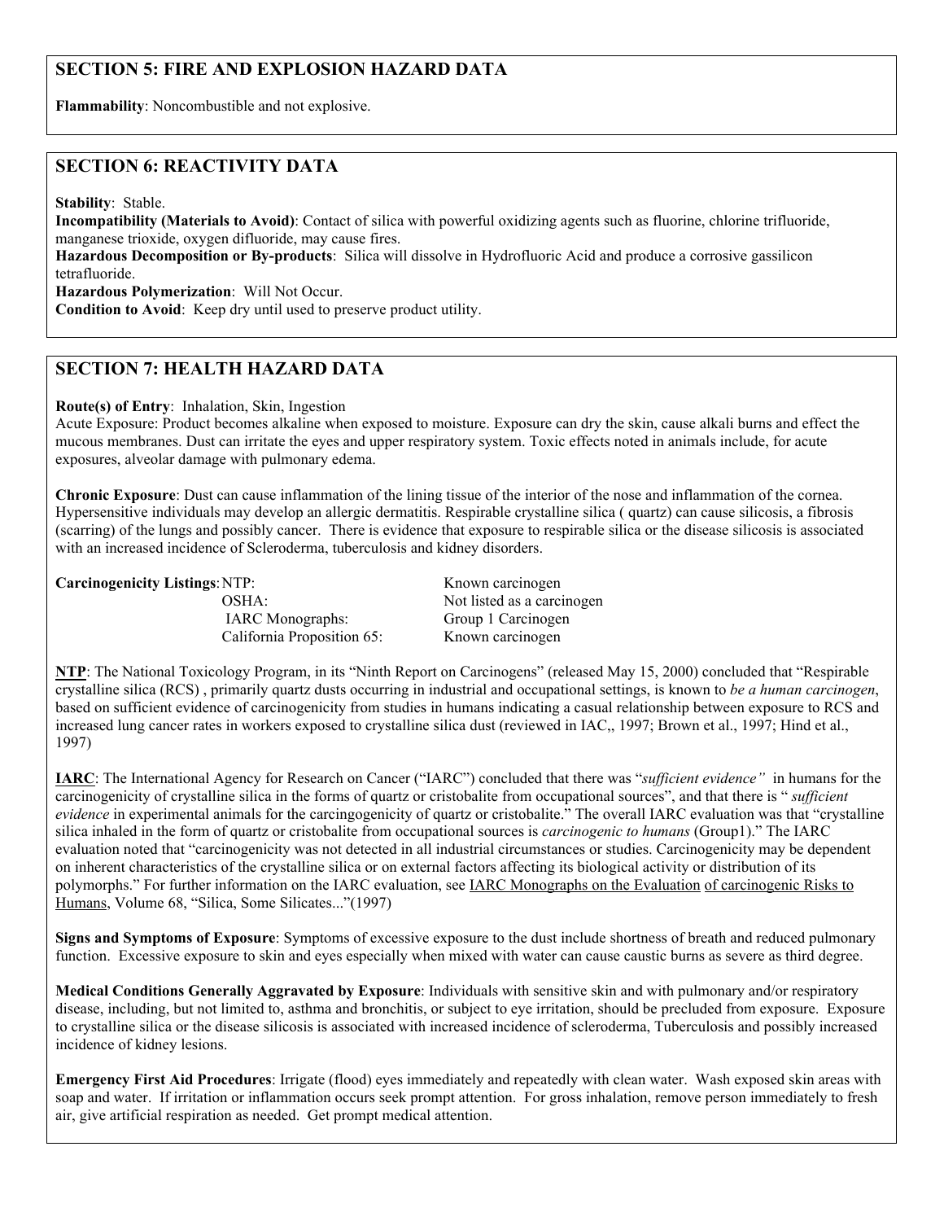## SECTION 5: FIRE AND EXPLOSION HAZARD DATA

**Flammability**: Noncombustible and not explosive.

## SECTION 6: REACTIVITY DATA

**Stability**: Stable.
**Incompatibility (Materials to Avoid)**: Contact of silica with powerful oxidizing agents such as fluorine, chlorine trifluoride, manganese trioxide, oxygen difluoride, may cause fires.
**Hazardous Decomposition or By-products**: Silica will dissolve in Hydrofluoric Acid and produce a corrosive gassilicon tetrafluoride.
**Hazardous Polymerization**: Will Not Occur.
**Condition to Avoid**: Keep dry until used to preserve product utility.

## SECTION 7: HEALTH HAZARD DATA

**Route(s) of Entry**: Inhalation, Skin, Ingestion
Acute Exposure: Product becomes alkaline when exposed to moisture. Exposure can dry the skin, cause alkali burns and effect the mucous membranes. Dust can irritate the eyes and upper respiratory system. Toxic effects noted in animals include, for acute exposures, alveolar damage with pulmonary edema.

**Chronic Exposure**: Dust can cause inflammation of the lining tissue of the interior of the nose and inflammation of the cornea. Hypersensitive individuals may develop an allergic dermatitis. Respirable crystalline silica ( quartz) can cause silicosis, a fibrosis (scarring) of the lungs and possibly cancer. There is evidence that exposure to respirable silica or the disease silicosis is associated with an increased incidence of Scleroderma, tuberculosis and kidney disorders.

| **Carcinogenicity Listings**: | | |
|---|---|---|
| | NTP: | Known carcinogen |
| | OSHA: | Not listed as a carcinogen |
| | IARC Monographs: | Group 1 Carcinogen |
| | California Proposition 65: | Known carcinogen |

**NTP**: The National Toxicology Program, in its "Ninth Report on Carcinogens" (released May 15, 2000) concluded that "Respirable crystalline silica (RCS) , primarily quartz dusts occurring in industrial and occupational settings, is known to *be a human carcinogen*, based on sufficient evidence of carcinogenicity from studies in humans indicating a casual relationship between exposure to RCS and increased lung cancer rates in workers exposed to crystalline silica dust (reviewed in IAC,, 1997; Brown et al., 1997; Hind et al., 1997)

**IARC**: The International Agency for Research on Cancer ("IARC") concluded that there was "*sufficient evidence"* in humans for the carcinogenicity of crystalline silica in the forms of quartz or cristobalite from occupational sources", and that there is " *sufficient evidence* in experimental animals for the carcingogenicity of quartz or cristobalite." The overall IARC evaluation was that "crystalline silica inhaled in the form of quartz or cristobalite from occupational sources is *carcinogenic to humans* (Group1)." The IARC evaluation noted that "carcinogenicity was not detected in all industrial circumstances or studies. Carcinogenicity may be dependent on inherent characteristics of the crystalline silica or on external factors affecting its biological activity or distribution of its polymorphs." For further information on the IARC evaluation, see IARC Monographs on the Evaluation of carcinogenic Risks to Humans, Volume 68, "Silica, Some Silicates..."(1997)

**Signs and Symptoms of Exposure**: Symptoms of excessive exposure to the dust include shortness of breath and reduced pulmonary function. Excessive exposure to skin and eyes especially when mixed with water can cause caustic burns as severe as third degree.

**Medical Conditions Generally Aggravated by Exposure**: Individuals with sensitive skin and with pulmonary and/or respiratory disease, including, but not limited to, asthma and bronchitis, or subject to eye irritation, should be precluded from exposure. Exposure to crystalline silica or the disease silicosis is associated with increased incidence of scleroderma, Tuberculosis and possibly increased incidence of kidney lesions.

**Emergency First Aid Procedures**: Irrigate (flood) eyes immediately and repeatedly with clean water. Wash exposed skin areas with soap and water. If irritation or inflammation occurs seek prompt attention. For gross inhalation, remove person immediately to fresh air, give artificial respiration as needed. Get prompt medical attention.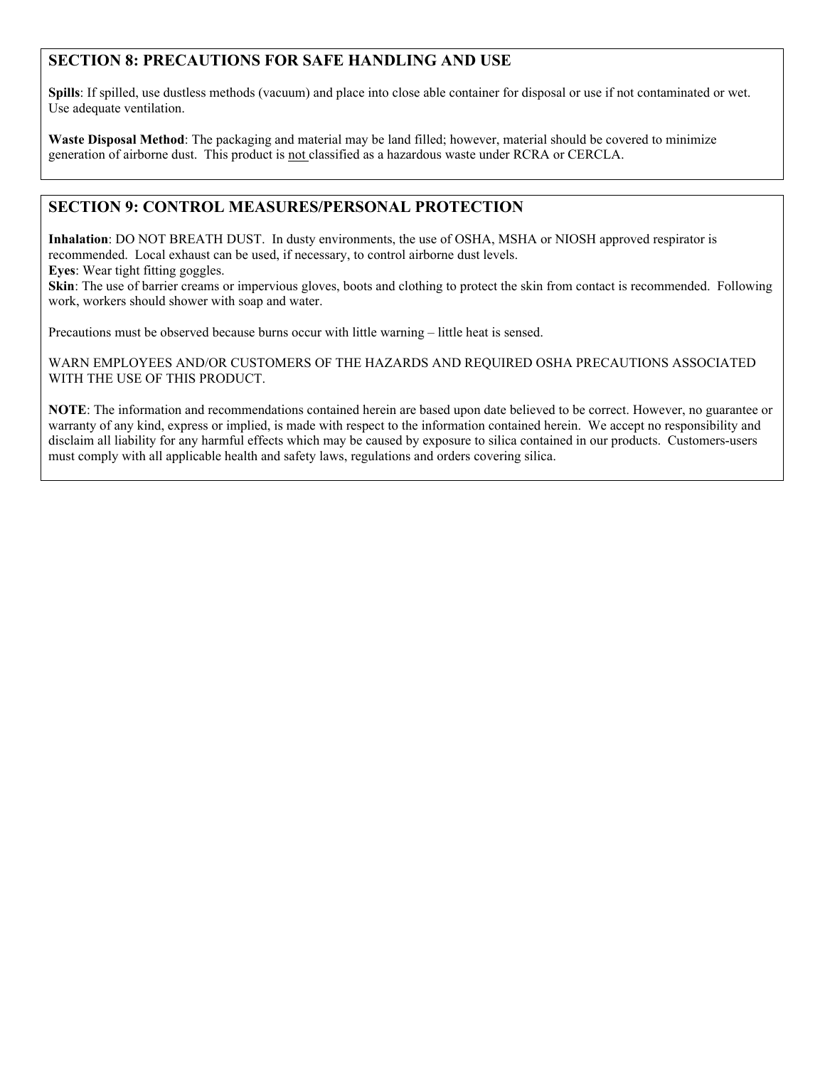## SECTION 8: PRECAUTIONS FOR SAFE HANDLING AND USE

**Spills**: If spilled, use dustless methods (vacuum) and place into close able container for disposal or use if not contaminated or wet. Use adequate ventilation.

**Waste Disposal Method**: The packaging and material may be land filled; however, material should be covered to minimize generation of airborne dust. This product is <u>not</u> classified as a hazardous waste under RCRA or CERCLA.

## SECTION 9: CONTROL MEASURES/PERSONAL PROTECTION

**Inhalation**: DO NOT BREATH DUST. In dusty environments, the use of OSHA, MSHA or NIOSH approved respirator is recommended. Local exhaust can be used, if necessary, to control airborne dust levels.
**Eyes**: Wear tight fitting goggles.
**Skin**: The use of barrier creams or impervious gloves, boots and clothing to protect the skin from contact is recommended. Following work, workers should shower with soap and water.

Precautions must be observed because burns occur with little warning – little heat is sensed.

WARN EMPLOYEES AND/OR CUSTOMERS OF THE HAZARDS AND REQUIRED OSHA PRECAUTIONS ASSOCIATED WITH THE USE OF THIS PRODUCT.

**NOTE**: The information and recommendations contained herein are based upon date believed to be correct. However, no guarantee or warranty of any kind, express or implied, is made with respect to the information contained herein. We accept no responsibility and disclaim all liability for any harmful effects which may be caused by exposure to silica contained in our products. Customers-users must comply with all applicable health and safety laws, regulations and orders covering silica.